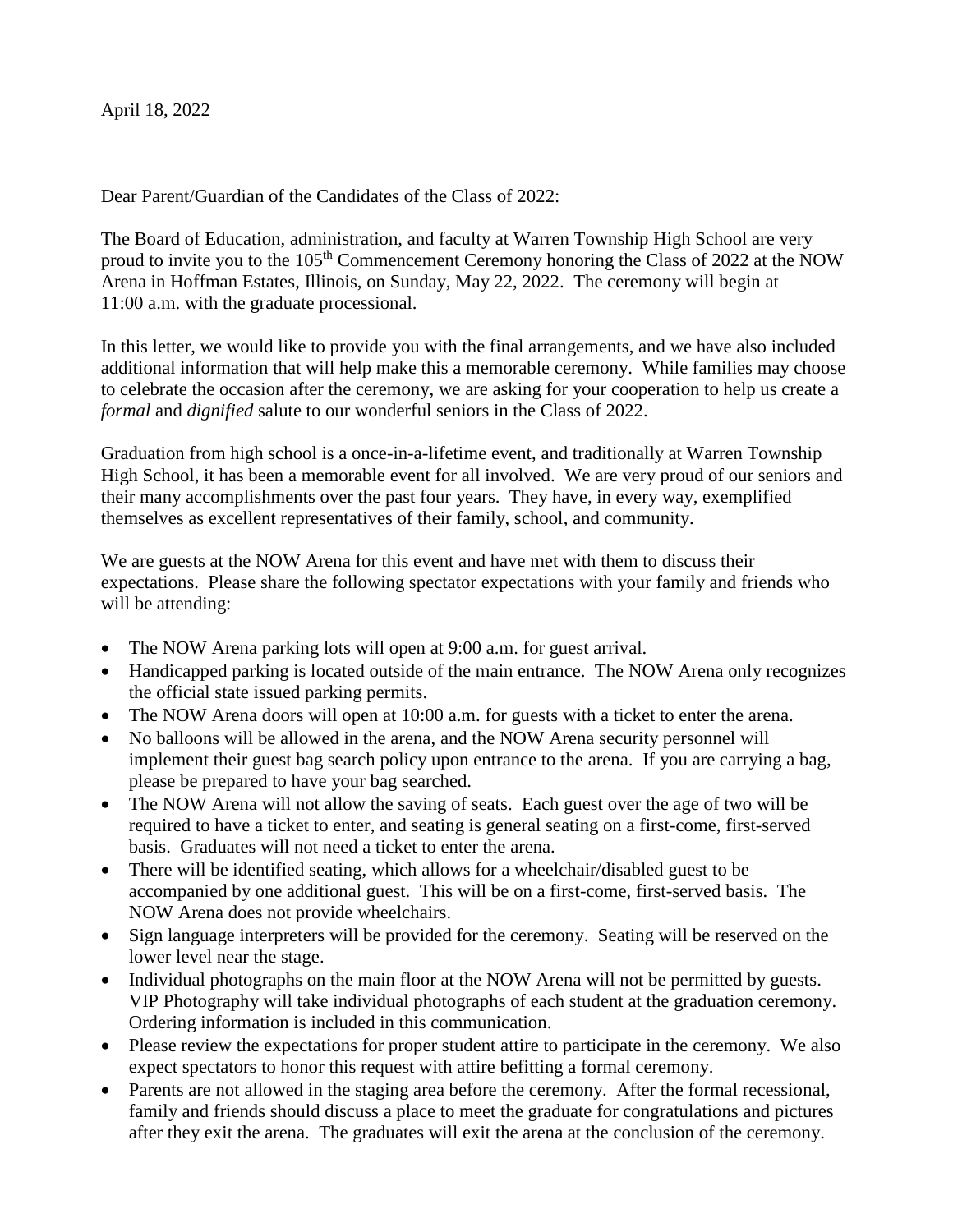April 18, 2022

Dear Parent/Guardian of the Candidates of the Class of 2022:

The Board of Education, administration, and faculty at Warren Township High School are very proud to invite you to the 105th Commencement Ceremony honoring the Class of 2022 at the NOW Arena in Hoffman Estates, Illinois, on Sunday, May 22, 2022. The ceremony will begin at 11:00 a.m. with the graduate processional.

In this letter, we would like to provide you with the final arrangements, and we have also included additional information that will help make this a memorable ceremony. While families may choose to celebrate the occasion after the ceremony, we are asking for your cooperation to help us create a *formal* and *dignified* salute to our wonderful seniors in the Class of 2022.

Graduation from high school is a once-in-a-lifetime event, and traditionally at Warren Township High School, it has been a memorable event for all involved. We are very proud of our seniors and their many accomplishments over the past four years. They have, in every way, exemplified themselves as excellent representatives of their family, school, and community.

We are guests at the NOW Arena for this event and have met with them to discuss their expectations. Please share the following spectator expectations with your family and friends who will be attending:

- The NOW Arena parking lots will open at 9:00 a.m. for guest arrival.
- Handicapped parking is located outside of the main entrance. The NOW Arena only recognizes the official state issued parking permits.
- The NOW Arena doors will open at 10:00 a.m. for guests with a ticket to enter the arena.
- No balloons will be allowed in the arena, and the NOW Arena security personnel will implement their guest bag search policy upon entrance to the arena. If you are carrying a bag, please be prepared to have your bag searched.
- The NOW Arena will not allow the saving of seats. Each guest over the age of two will be required to have a ticket to enter, and seating is general seating on a first-come, first-served basis. Graduates will not need a ticket to enter the arena.
- There will be identified seating, which allows for a wheelchair/disabled guest to be accompanied by one additional guest. This will be on a first-come, first-served basis. The NOW Arena does not provide wheelchairs.
- Sign language interpreters will be provided for the ceremony. Seating will be reserved on the lower level near the stage.
- Individual photographs on the main floor at the NOW Arena will not be permitted by guests. VIP Photography will take individual photographs of each student at the graduation ceremony. Ordering information is included in this communication.
- Please review the expectations for proper student attire to participate in the ceremony. We also expect spectators to honor this request with attire befitting a formal ceremony.
- Parents are not allowed in the staging area before the ceremony. After the formal recessional, family and friends should discuss a place to meet the graduate for congratulations and pictures after they exit the arena. The graduates will exit the arena at the conclusion of the ceremony.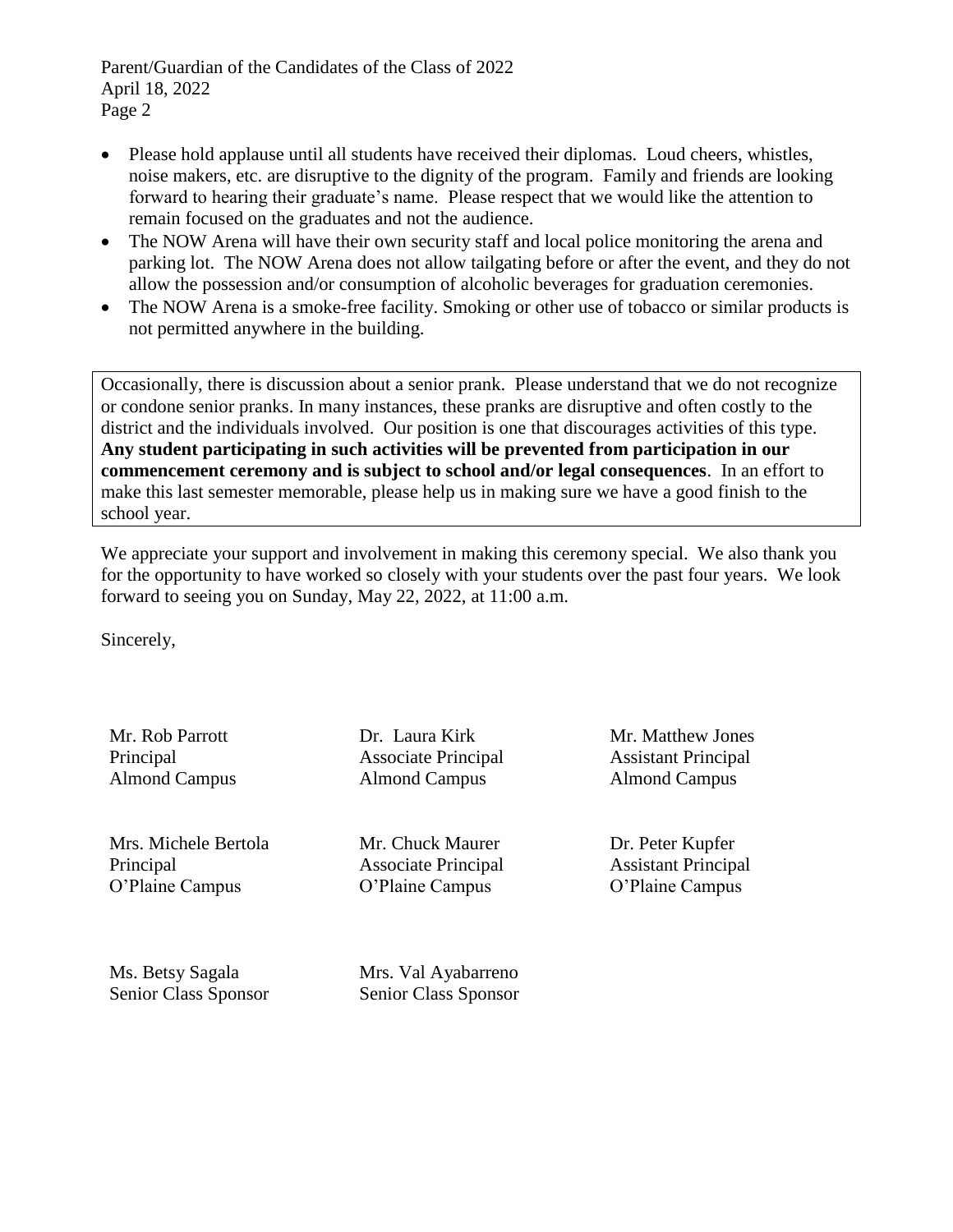- Please hold applause until all students have received their diplomas. Loud cheers, whistles, noise makers, etc. are disruptive to the dignity of the program. Family and friends are looking forward to hearing their graduate's name. Please respect that we would like the attention to remain focused on the graduates and not the audience.
- The NOW Arena will have their own security staff and local police monitoring the arena and parking lot. The NOW Arena does not allow tailgating before or after the event, and they do not allow the possession and/or consumption of alcoholic beverages for graduation ceremonies.
- The NOW Arena is a smoke-free facility. Smoking or other use of tobacco or similar products is not permitted anywhere in the building.

Occasionally, there is discussion about a senior prank. Please understand that we do not recognize or condone senior pranks. In many instances, these pranks are disruptive and often costly to the district and the individuals involved. Our position is one that discourages activities of this type. **Any student participating in such activities will be prevented from participation in our commencement ceremony and is subject to school and/or legal consequences**. In an effort to make this last semester memorable, please help us in making sure we have a good finish to the school year.

We appreciate your support and involvement in making this ceremony special. We also thank you for the opportunity to have worked so closely with your students over the past four years. We look forward to seeing you on Sunday, May 22, 2022, at 11:00 a.m.

Sincerely,

Mr. Rob Parrott
Principal
Almond Campus

Dr. Laura Kirk
Associate Principal
Almond Campus

Mr. Matthew Jones
Assistant Principal
Almond Campus

Mrs. Michele Bertola
Principal
O'Plaine Campus

Mr. Chuck Maurer
Associate Principal
O'Plaine Campus

Dr. Peter Kupfer
Assistant Principal
O'Plaine Campus

Ms. Betsy Sagala
Senior Class Sponsor

Mrs. Val Ayabarreno
Senior Class Sponsor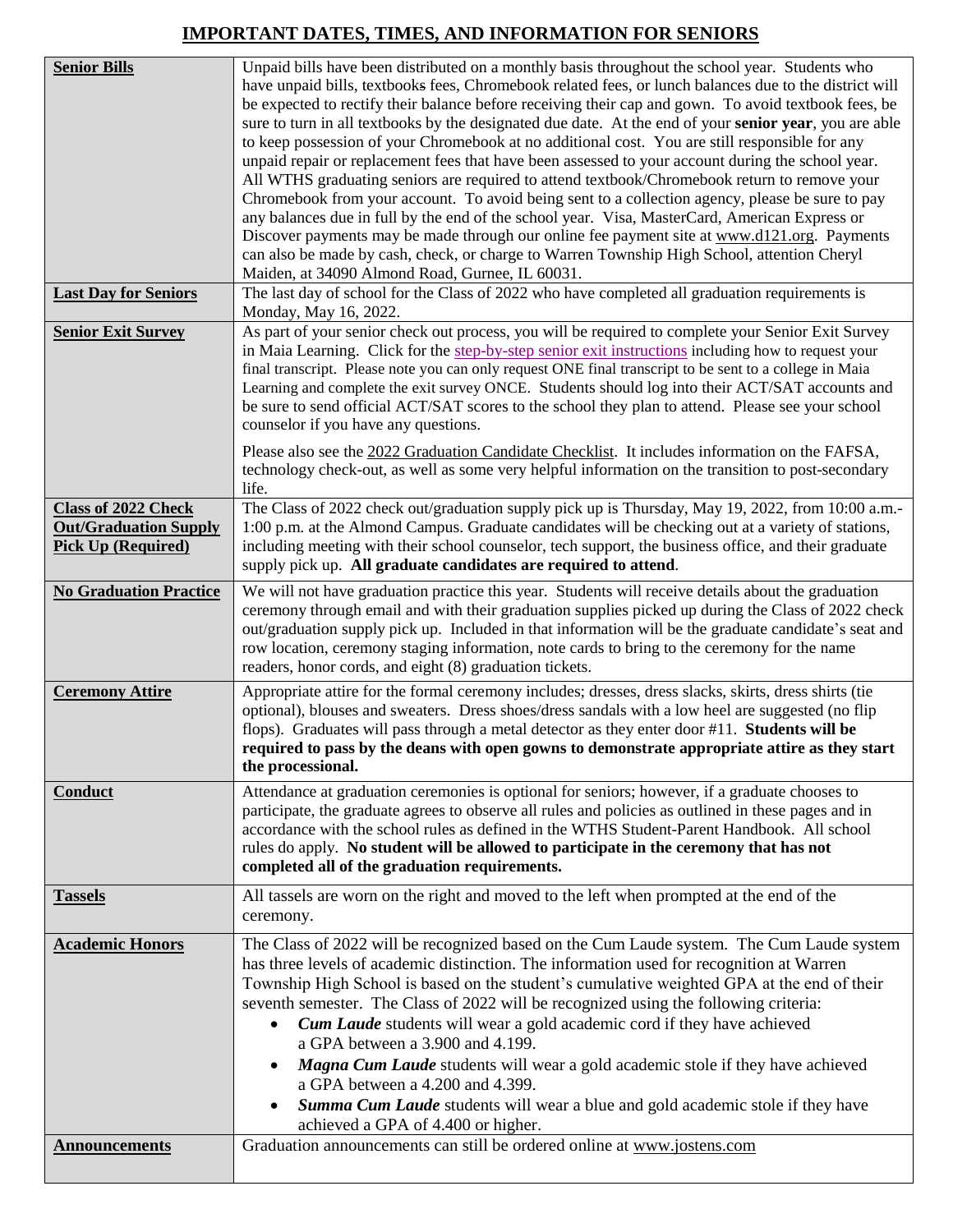# IMPORTANT DATES, TIMES, AND INFORMATION FOR SENIORS

| | |
|---|---|
| **Senior Bills** | Unpaid bills have been distributed on a monthly basis throughout the school year. Students who have unpaid bills, textbooks fees, Chromebook related fees, or lunch balances due to the district will be expected to rectify their balance before receiving their cap and gown. To avoid textbook fees, be sure to turn in all textbooks by the designated due date. At the end of your **senior year**, you are able to keep possession of your Chromebook at no additional cost. You are still responsible for any unpaid repair or replacement fees that have been assessed to your account during the school year. All WTHS graduating seniors are required to attend textbook/Chromebook return to remove your Chromebook from your account. To avoid being sent to a collection agency, please be sure to pay any balances due in full by the end of the school year. Visa, MasterCard, American Express or Discover payments may be made through our online fee payment site at www.d121.org. Payments can also be made by cash, check, or charge to Warren Township High School, attention Cheryl Maiden, at 34090 Almond Road, Gurnee, IL 60031. |
| **Last Day for Seniors** | The last day of school for the Class of 2022 who have completed all graduation requirements is Monday, May 16, 2022. |
| **Senior Exit Survey** | As part of your senior check out process, you will be required to complete your Senior Exit Survey in Maia Learning. Click for the step-by-step senior exit instructions including how to request your final transcript. Please note you can only request ONE final transcript to be sent to a college in Maia Learning and complete the exit survey ONCE. Students should log into their ACT/SAT accounts and be sure to send official ACT/SAT scores to the school they plan to attend. Please see your school counselor if you have any questions.<br><br>Please also see the 2022 Graduation Candidate Checklist. It includes information on the FAFSA, technology check-out, as well as some very helpful information on the transition to post-secondary life. |
| **Class of 2022 Check Out/Graduation Supply Pick Up (Required)** | The Class of 2022 check out/graduation supply pick up is Thursday, May 19, 2022, from 10:00 a.m.-1:00 p.m. at the Almond Campus. Graduate candidates will be checking out at a variety of stations, including meeting with their school counselor, tech support, the business office, and their graduate supply pick up. **All graduate candidates are required to attend**. |
| **No Graduation Practice** | We will not have graduation practice this year. Students will receive details about the graduation ceremony through email and with their graduation supplies picked up during the Class of 2022 check out/graduation supply pick up. Included in that information will be the graduate candidate's seat and row location, ceremony staging information, note cards to bring to the ceremony for the name readers, honor cords, and eight (8) graduation tickets. |
| **Ceremony Attire** | Appropriate attire for the formal ceremony includes; dresses, dress slacks, skirts, dress shirts (tie optional), blouses and sweaters. Dress shoes/dress sandals with a low heel are suggested (no flip flops). Graduates will pass through a metal detector as they enter door #11. **Students will be required to pass by the deans with open gowns to demonstrate appropriate attire as they start the processional.** |
| **Conduct** | Attendance at graduation ceremonies is optional for seniors; however, if a graduate chooses to participate, the graduate agrees to observe all rules and policies as outlined in these pages and in accordance with the school rules as defined in the WTHS Student-Parent Handbook. All school rules do apply. **No student will be allowed to participate in the ceremony that has not completed all of the graduation requirements.** |
| **Tassels** | All tassels are worn on the right and moved to the left when prompted at the end of the ceremony. |
| **Academic Honors** | The Class of 2022 will be recognized based on the Cum Laude system. The Cum Laude system has three levels of academic distinction. The information used for recognition at Warren Township High School is based on the student's cumulative weighted GPA at the end of their seventh semester. The Class of 2022 will be recognized using the following criteria:<br>• ***Cum Laude*** students will wear a gold academic cord if they have achieved a GPA between a 3.900 and 4.199.<br>• ***Magna Cum Laude*** students will wear a gold academic stole if they have achieved a GPA between a 4.200 and 4.399.<br>• ***Summa Cum Laude*** students will wear a blue and gold academic stole if they have achieved a GPA of 4.400 or higher. |
| **Announcements** | Graduation announcements can still be ordered online at www.jostens.com |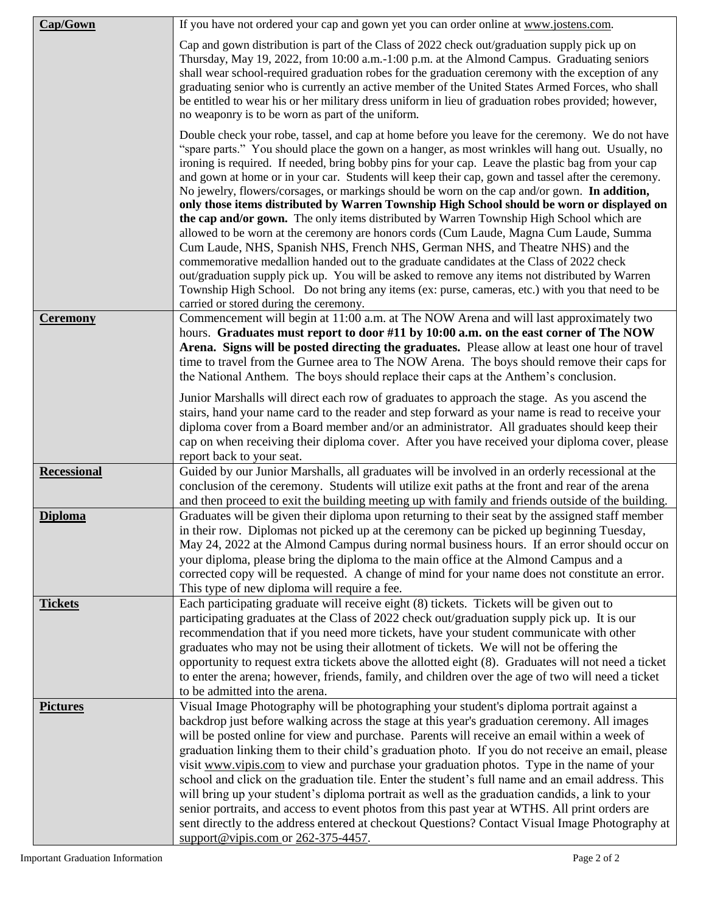| | |
|---|---|
| **Cap/Gown** | If you have not ordered your cap and gown yet you can order online at www.jostens.com.<br><br>Cap and gown distribution is part of the Class of 2022 check out/graduation supply pick up on Thursday, May 19, 2022, from 10:00 a.m.-1:00 p.m. at the Almond Campus. Graduating seniors shall wear school-required graduation robes for the graduation ceremony with the exception of any graduating senior who is currently an active member of the United States Armed Forces, who shall be entitled to wear his or her military dress uniform in lieu of graduation robes provided; however, no weaponry is to be worn as part of the uniform.<br><br>Double check your robe, tassel, and cap at home before you leave for the ceremony. We do not have "spare parts." You should place the gown on a hanger, as most wrinkles will hang out. Usually, no ironing is required. If needed, bring bobby pins for your cap. Leave the plastic bag from your cap and gown at home or in your car. Students will keep their cap, gown and tassel after the ceremony. No jewelry, flowers/corsages, or markings should be worn on the cap and/or gown. **In addition, only those items distributed by Warren Township High School should be worn or displayed on the cap and/or gown.** The only items distributed by Warren Township High School which are allowed to be worn at the ceremony are honors cords (Cum Laude, Magna Cum Laude, Summa Cum Laude, NHS, Spanish NHS, French NHS, German NHS, and Theatre NHS) and the commemorative medallion handed out to the graduate candidates at the Class of 2022 check out/graduation supply pick up. You will be asked to remove any items not distributed by Warren Township High School. Do not bring any items (ex: purse, cameras, etc.) with you that need to be carried or stored during the ceremony. |
| **Ceremony** | Commencement will begin at 11:00 a.m. at The NOW Arena and will last approximately two hours. **Graduates must report to door #11 by 10:00 a.m. on the east corner of The NOW Arena. Signs will be posted directing the graduates.** Please allow at least one hour of travel time to travel from the Gurnee area to The NOW Arena. The boys should remove their caps for the National Anthem. The boys should replace their caps at the Anthem's conclusion.<br><br>Junior Marshalls will direct each row of graduates to approach the stage. As you ascend the stairs, hand your name card to the reader and step forward as your name is read to receive your diploma cover from a Board member and/or an administrator. All graduates should keep their cap on when receiving their diploma cover. After you have received your diploma cover, please report back to your seat. |
| **Recessional** | Guided by our Junior Marshalls, all graduates will be involved in an orderly recessional at the conclusion of the ceremony. Students will utilize exit paths at the front and rear of the arena and then proceed to exit the building meeting up with family and friends outside of the building. |
| **Diploma** | Graduates will be given their diploma upon returning to their seat by the assigned staff member in their row. Diplomas not picked up at the ceremony can be picked up beginning Tuesday, May 24, 2022 at the Almond Campus during normal business hours. If an error should occur on your diploma, please bring the diploma to the main office at the Almond Campus and a corrected copy will be requested. A change of mind for your name does not constitute an error. This type of new diploma will require a fee. |
| **Tickets** | Each participating graduate will receive eight (8) tickets. Tickets will be given out to participating graduates at the Class of 2022 check out/graduation supply pick up. It is our recommendation that if you need more tickets, have your student communicate with other graduates who may not be using their allotment of tickets. We will not be offering the opportunity to request extra tickets above the allotted eight (8). Graduates will not need a ticket to enter the arena; however, friends, family, and children over the age of two will need a ticket to be admitted into the arena. |
| **Pictures** | Visual Image Photography will be photographing your student's diploma portrait against a backdrop just before walking across the stage at this year's graduation ceremony. All images will be posted online for view and purchase. Parents will receive an email within a week of graduation linking them to their child's graduation photo. If you do not receive an email, please visit www.vipis.com to view and purchase your graduation photos. Type in the name of your school and click on the graduation tile. Enter the student's full name and an email address. This will bring up your student's diploma portrait as well as the graduation candids, a link to your senior portraits, and access to event photos from this past year at WTHS. All print orders are sent directly to the address entered at checkout Questions? Contact Visual Image Photography at support@vipis.com or 262-375-4457. |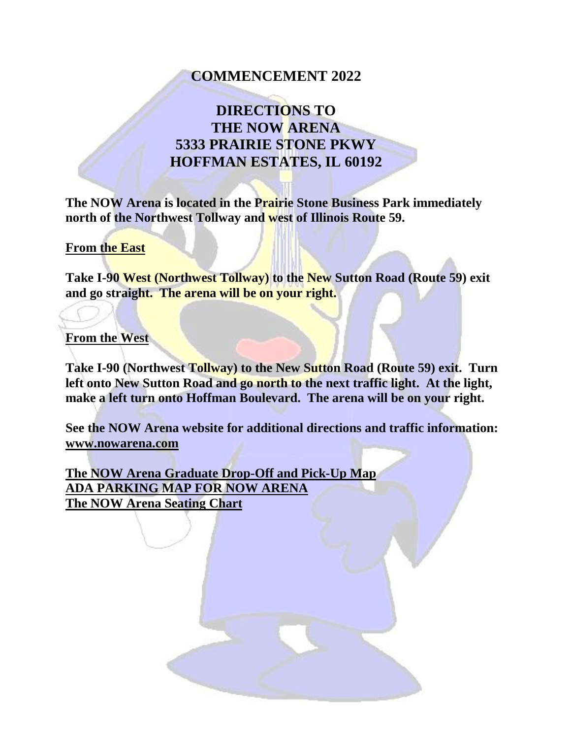## COMMENCEMENT 2022

## DIRECTIONS TO
## THE NOW ARENA
## 5333 PRAIRIE STONE PKWY
## HOFFMAN ESTATES, IL 60192

**The NOW Arena is located in the Prairie Stone Business Park immediately north of the Northwest Tollway and west of Illinois Route 59.**

**From the East**

**Take I-90 West (Northwest Tollway) to the New Sutton Road (Route 59) exit and go straight. The arena will be on your right.**

**From the West**

**Take I-90 (Northwest Tollway) to the New Sutton Road (Route 59) exit. Turn left onto New Sutton Road and go north to the next traffic light. At the light, make a left turn onto Hoffman Boulevard. The arena will be on your right.**

**See the NOW Arena website for additional directions and traffic information: www.nowarena.com**

**The NOW Arena Graduate Drop-Off and Pick-Up Map**
**ADA PARKING MAP FOR NOW ARENA**
**The NOW Arena Seating Chart**